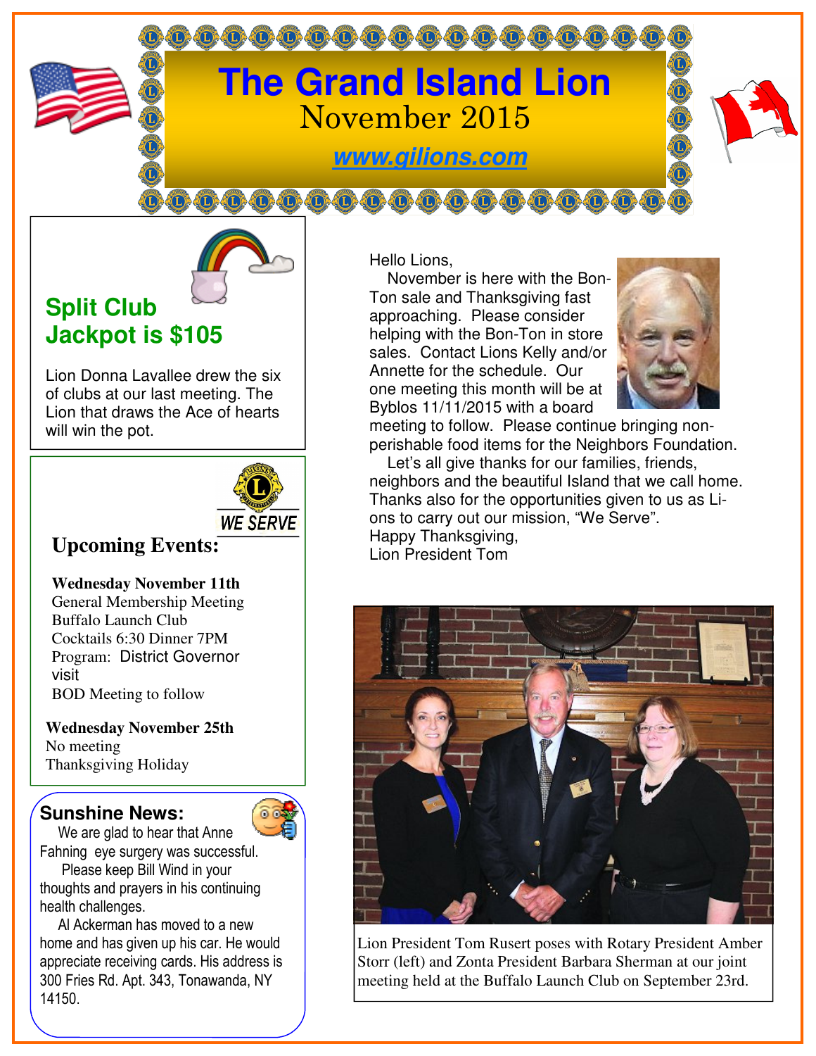# The Grand Island Lion

November 2015

www.gilions.com

## Split Club Jackpot is $105

Lion Donna Lavallee drew the six of clubs at our last meeting. The Lion that draws the Ace of hearts will win the pot.

## Upcoming Events:

**Wednesday November 11th**
General Membership Meeting
Buffalo Launch Club
Cocktails 6:30 Dinner 7PM
Program: District Governor visit
BOD Meeting to follow

**Wednesday November 25th**
No meeting
Thanksgiving Holiday

## Sunshine News:

We are glad to hear that Anne Fahning eye surgery was successful.

Please keep Bill Wind in your thoughts and prayers in his continuing health challenges.

Al Ackerman has moved to a new home and has given up his car. He would appreciate receiving cards. His address is 300 Fries Rd. Apt. 343, Tonawanda, NY 14150.

Hello Lions,

November is here with the Bon-Ton sale and Thanksgiving fast approaching. Please consider helping with the Bon-Ton in store sales. Contact Lions Kelly and/or Annette for the schedule. Our one meeting this month will be at Byblos 11/11/2015 with a board meeting to follow. Please continue bringing non-perishable food items for the Neighbors Foundation.

Let's all give thanks for our families, friends, neighbors and the beautiful Island that we call home. Thanks also for the opportunities given to us as Lions to carry out our mission, "We Serve".

Happy Thanksgiving,
Lion President Tom

Lion President Tom Rusert poses with Rotary President Amber Storr (left) and Zonta President Barbara Sherman at our joint meeting held at the Buffalo Launch Club on September 23rd.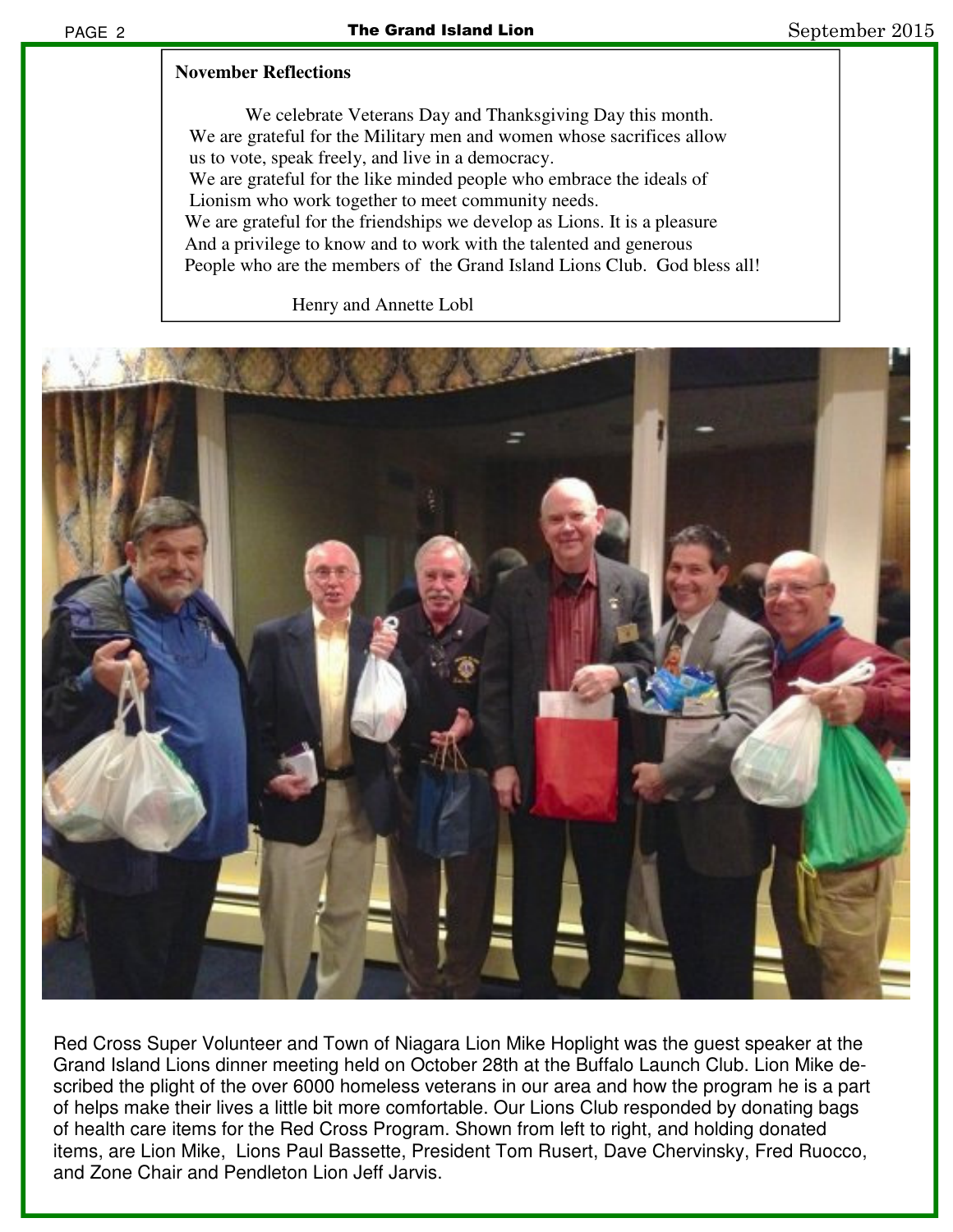**November Reflections**

We celebrate Veterans Day and Thanksgiving Day this month.
We are grateful for the Military men and women whose sacrifices allow us to vote, speak freely, and live in a democracy.
We are grateful for the like minded people who embrace the ideals of Lionism who work together to meet community needs.
We are grateful for the friendships we develop as Lions. It is a pleasure And a privilege to know and to work with the talented and generous People who are the members of the Grand Island Lions Club. God bless all!

Henry and Annette Lobl

Red Cross Super Volunteer and Town of Niagara Lion Mike Hoplight was the guest speaker at the Grand Island Lions dinner meeting held on October 28th at the Buffalo Launch Club. Lion Mike described the plight of the over 6000 homeless veterans in our area and how the program he is a part of helps make their lives a little bit more comfortable. Our Lions Club responded by donating bags of health care items for the Red Cross Program. Shown from left to right, and holding donated items, are Lion Mike, Lions Paul Bassette, President Tom Rusert, Dave Chervinsky, Fred Ruocco, and Zone Chair and Pendleton Lion Jeff Jarvis.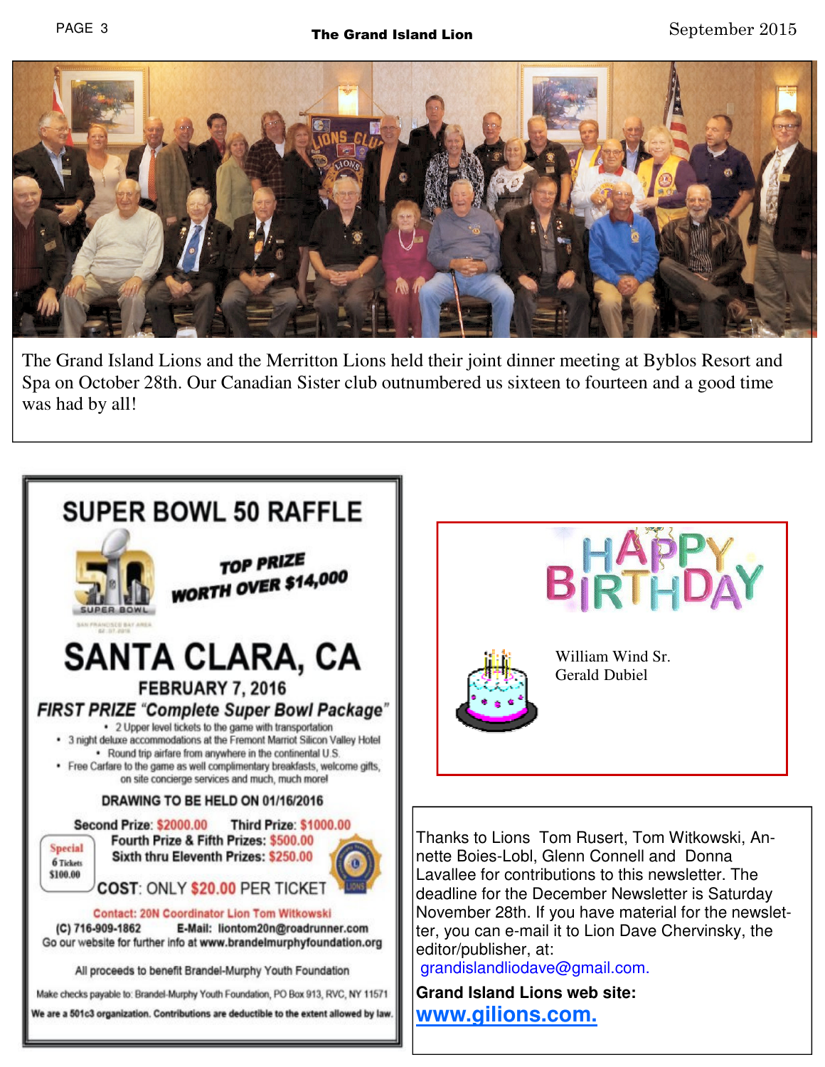The Grand Island Lions and the Merritton Lions held their joint dinner meeting at Byblos Resort and Spa on October 28th. Our Canadian Sister club outnumbered us sixteen to fourteen and a good time was had by all!

# SUPER BOWL 50 RAFFLE

**TOP PRIZE WORTH OVER $14,000**

## SANTA CLARA, CA

**FEBRUARY 7, 2016**

***FIRST PRIZE "Complete Super Bowl Package"***

- 2 Upper level tickets to the game with transportation
- 3 night deluxe accommodations at the Fremont Marriot Silicon Valley Hotel
- Round trip airfare from anywhere in the continental U.S.
- Free Carfare to the game as well complimentary breakfasts, welcome gifts, on site concierge services and much, much more!

**DRAWING TO BE HELD ON 01/16/2016**

**Second Prize: $2000.00 Third Prize: $1000.00**
**Fourth Prize & Fifth Prizes: $500.00**
**Sixth thru Eleventh Prizes: $250.00**

Special 6 Tickets $100.00

**COST: ONLY $20.00 PER TICKET**

**Contact: 20N Coordinator Lion Tom Witkowski**
(C) 716-909-1862 E-Mail: liontom20n@roadrunner.com
Go our website for further info at www.brandelmurphyfoundation.org

All proceeds to benefit Brandel-Murphy Youth Foundation

Make checks payable to: Brandel-Murphy Youth Foundation, PO Box 913, RVC, NY 11571

**We are a 501c3 organization. Contributions are deductible to the extent allowed by law.**

# HAPPY BIRTHDAY

William Wind Sr.
Gerald Dubiel

Thanks to Lions Tom Rusert, Tom Witkowski, Annette Boies-Lobl, Glenn Connell and Donna Lavallee for contributions to this newsletter. The deadline for the December Newsletter is Saturday November 28th. If you have material for the newsletter, you can e-mail it to Lion Dave Chervinsky, the editor/publisher, at:
grandislandliodave@gmail.com.

**Grand Island Lions web site:**
**www.gilions.com.**